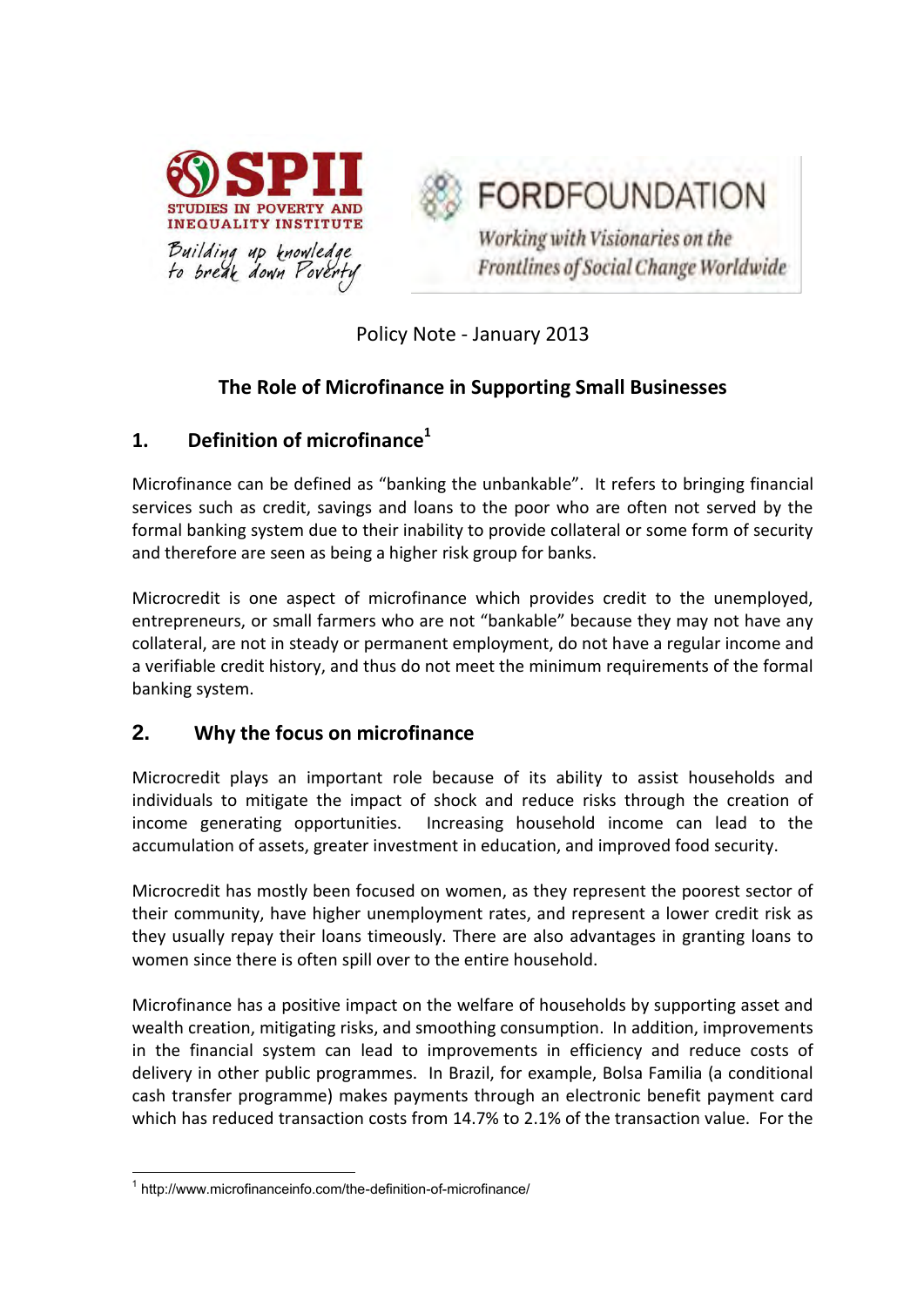SPII

STUDIES IN POVERTY AND INEQUALITY INSTITUTE

*Building up knowledge to break down Poverty*

FORDFOUNDATION

*Working with Visionaries on the Frontlines of Social Change Worldwide*

Policy Note - January 2013

# The Role of Microfinance in Supporting Small Businesses

## 1. Definition of microfinance[1]

Microfinance can be defined as "banking the unbankable". It refers to bringing financial services such as credit, savings and loans to the poor who are often not served by the formal banking system due to their inability to provide collateral or some form of security and therefore are seen as being a higher risk group for banks.

Microcredit is one aspect of microfinance which provides credit to the unemployed, entrepreneurs, or small farmers who are not "bankable" because they may not have any collateral, are not in steady or permanent employment, do not have a regular income and a verifiable credit history, and thus do not meet the minimum requirements of the formal banking system.

## 2. Why the focus on microfinance

Microcredit plays an important role because of its ability to assist households and individuals to mitigate the impact of shock and reduce risks through the creation of income generating opportunities. Increasing household income can lead to the accumulation of assets, greater investment in education, and improved food security.

Microcredit has mostly been focused on women, as they represent the poorest sector of their community, have higher unemployment rates, and represent a lower credit risk as they usually repay their loans timeously. There are also advantages in granting loans to women since there is often spill over to the entire household.

Microfinance has a positive impact on the welfare of households by supporting asset and wealth creation, mitigating risks, and smoothing consumption. In addition, improvements in the financial system can lead to improvements in efficiency and reduce costs of delivery in other public programmes. In Brazil, for example, Bolsa Familia (a conditional cash transfer programme) makes payments through an electronic benefit payment card which has reduced transaction costs from 14.7% to 2.1% of the transaction value. For the

[1] http://www.microfinanceinfo.com/the-definition-of-microfinance/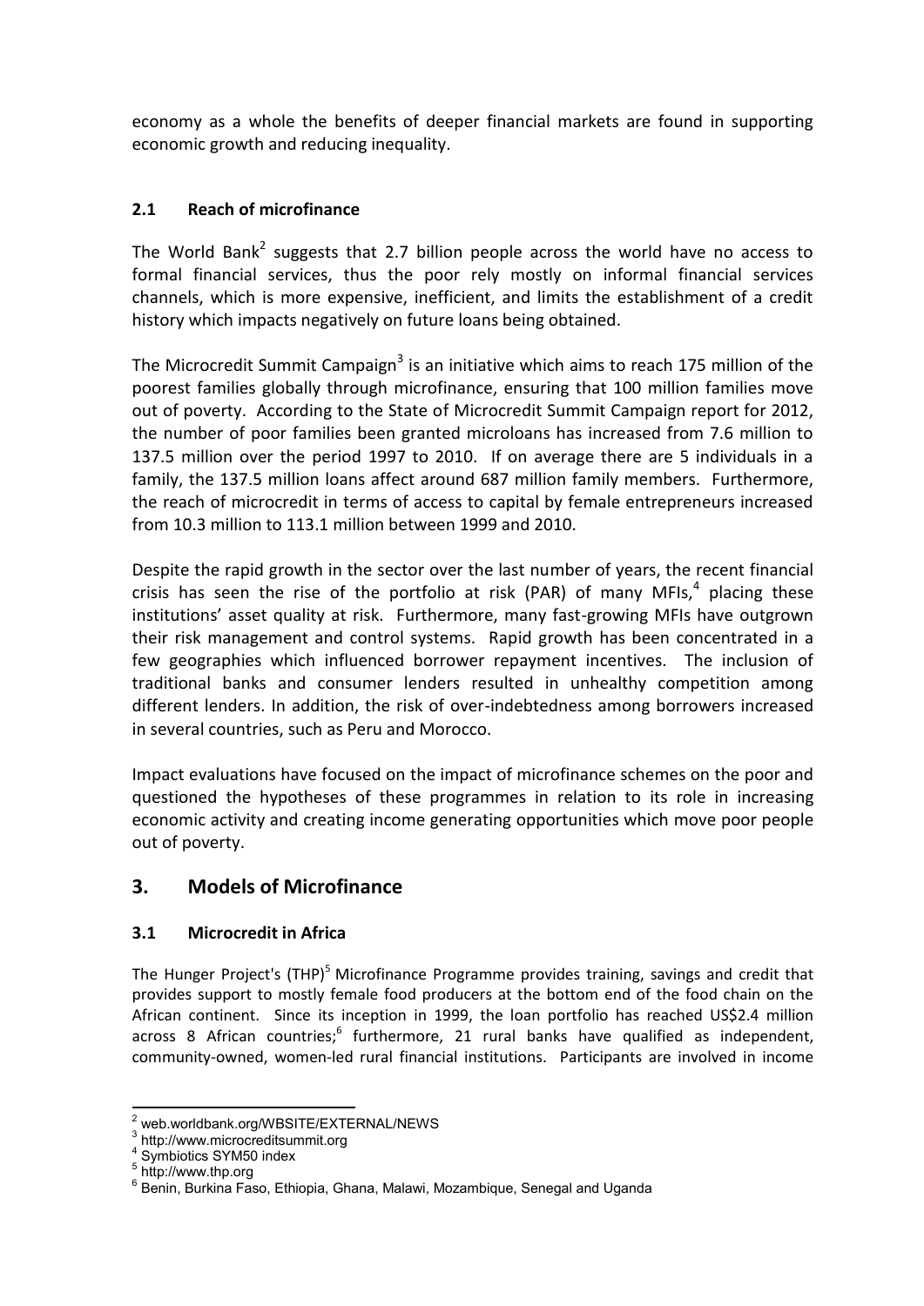economy as a whole the benefits of deeper financial markets are found in supporting economic growth and reducing inequality.

### 2.1 Reach of microfinance

The World Bank[2] suggests that 2.7 billion people across the world have no access to formal financial services, thus the poor rely mostly on informal financial services channels, which is more expensive, inefficient, and limits the establishment of a credit history which impacts negatively on future loans being obtained.

The Microcredit Summit Campaign[3] is an initiative which aims to reach 175 million of the poorest families globally through microfinance, ensuring that 100 million families move out of poverty. According to the State of Microcredit Summit Campaign report for 2012, the number of poor families been granted microloans has increased from 7.6 million to 137.5 million over the period 1997 to 2010. If on average there are 5 individuals in a family, the 137.5 million loans affect around 687 million family members. Furthermore, the reach of microcredit in terms of access to capital by female entrepreneurs increased from 10.3 million to 113.1 million between 1999 and 2010.

Despite the rapid growth in the sector over the last number of years, the recent financial crisis has seen the rise of the portfolio at risk (PAR) of many MFIs,[4] placing these institutions' asset quality at risk. Furthermore, many fast-growing MFIs have outgrown their risk management and control systems. Rapid growth has been concentrated in a few geographies which influenced borrower repayment incentives. The inclusion of traditional banks and consumer lenders resulted in unhealthy competition among different lenders. In addition, the risk of over-indebtedness among borrowers increased in several countries, such as Peru and Morocco.

Impact evaluations have focused on the impact of microfinance schemes on the poor and questioned the hypotheses of these programmes in relation to its role in increasing economic activity and creating income generating opportunities which move poor people out of poverty.

## 3. Models of Microfinance

### 3.1 Microcredit in Africa

The Hunger Project's (THP)[5] Microfinance Programme provides training, savings and credit that provides support to mostly female food producers at the bottom end of the food chain on the African continent. Since its inception in 1999, the loan portfolio has reached US$2.4 million across 8 African countries;[6] furthermore, 21 rural banks have qualified as independent, community-owned, women-led rural financial institutions. Participants are involved in income

---

[2] web.worldbank.org/WBSITE/EXTERNAL/NEWS
[3] http://www.microcreditsummit.org
[4] Symbiotics SYM50 index
[5] http://www.thp.org
[6] Benin, Burkina Faso, Ethiopia, Ghana, Malawi, Mozambique, Senegal and Uganda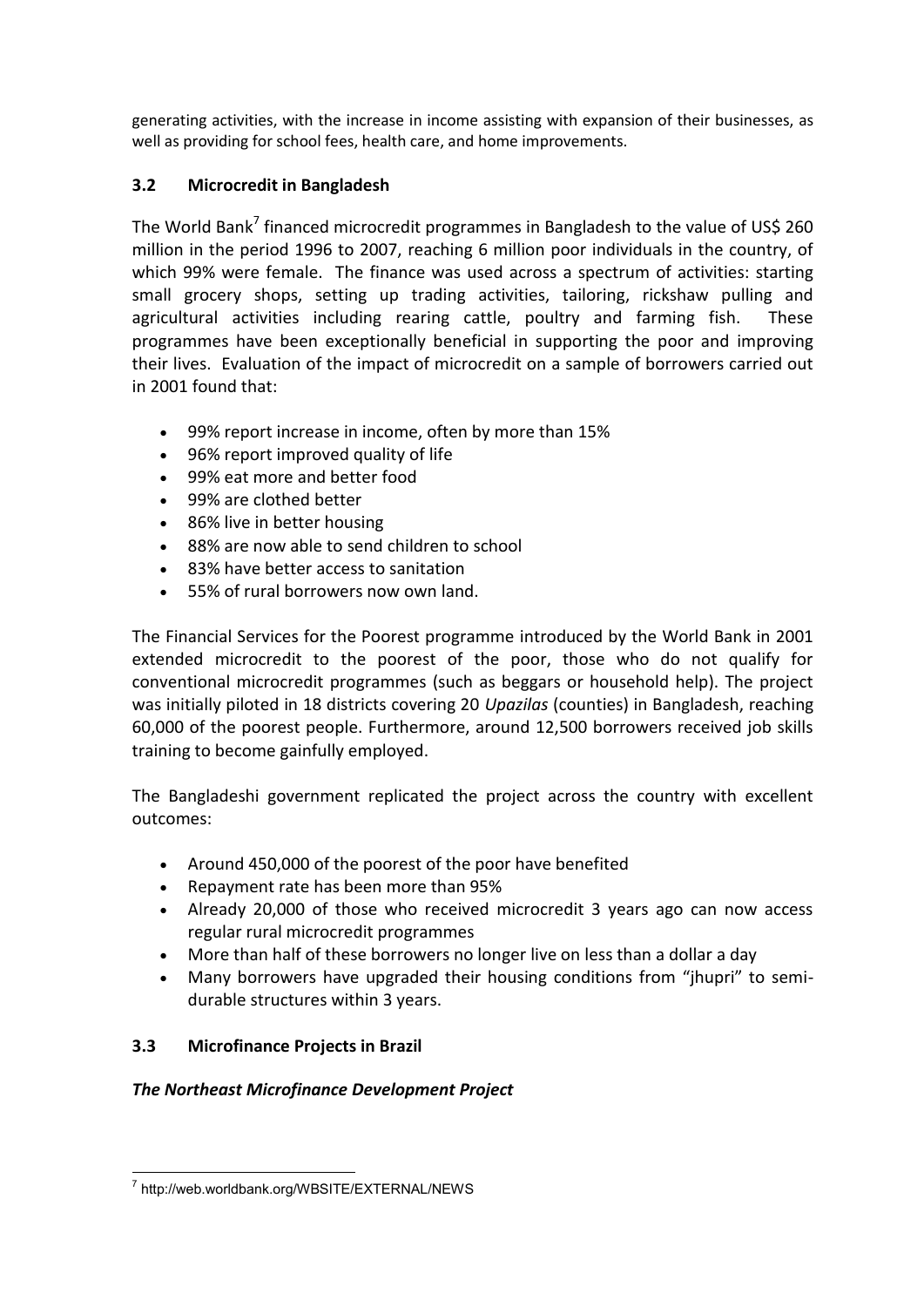generating activities, with the increase in income assisting with expansion of their businesses, as well as providing for school fees, health care, and home improvements.

### 3.2 Microcredit in Bangladesh

The World Bank[7] financed microcredit programmes in Bangladesh to the value of US$ 260 million in the period 1996 to 2007, reaching 6 million poor individuals in the country, of which 99% were female. The finance was used across a spectrum of activities: starting small grocery shops, setting up trading activities, tailoring, rickshaw pulling and agricultural activities including rearing cattle, poultry and farming fish. These programmes have been exceptionally beneficial in supporting the poor and improving their lives. Evaluation of the impact of microcredit on a sample of borrowers carried out in 2001 found that:

- 99% report increase in income, often by more than 15%
- 96% report improved quality of life
- 99% eat more and better food
- 99% are clothed better
- 86% live in better housing
- 88% are now able to send children to school
- 83% have better access to sanitation
- 55% of rural borrowers now own land.

The Financial Services for the Poorest programme introduced by the World Bank in 2001 extended microcredit to the poorest of the poor, those who do not qualify for conventional microcredit programmes (such as beggars or household help). The project was initially piloted in 18 districts covering 20 *Upazilas* (counties) in Bangladesh, reaching 60,000 of the poorest people. Furthermore, around 12,500 borrowers received job skills training to become gainfully employed.

The Bangladeshi government replicated the project across the country with excellent outcomes:

- Around 450,000 of the poorest of the poor have benefited
- Repayment rate has been more than 95%
- Already 20,000 of those who received microcredit 3 years ago can now access regular rural microcredit programmes
- More than half of these borrowers no longer live on less than a dollar a day
- Many borrowers have upgraded their housing conditions from "jhupri" to semi-durable structures within 3 years.

### 3.3 Microfinance Projects in Brazil

***The Northeast Microfinance Development Project***

[7] http://web.worldbank.org/WBSITE/EXTERNAL/NEWS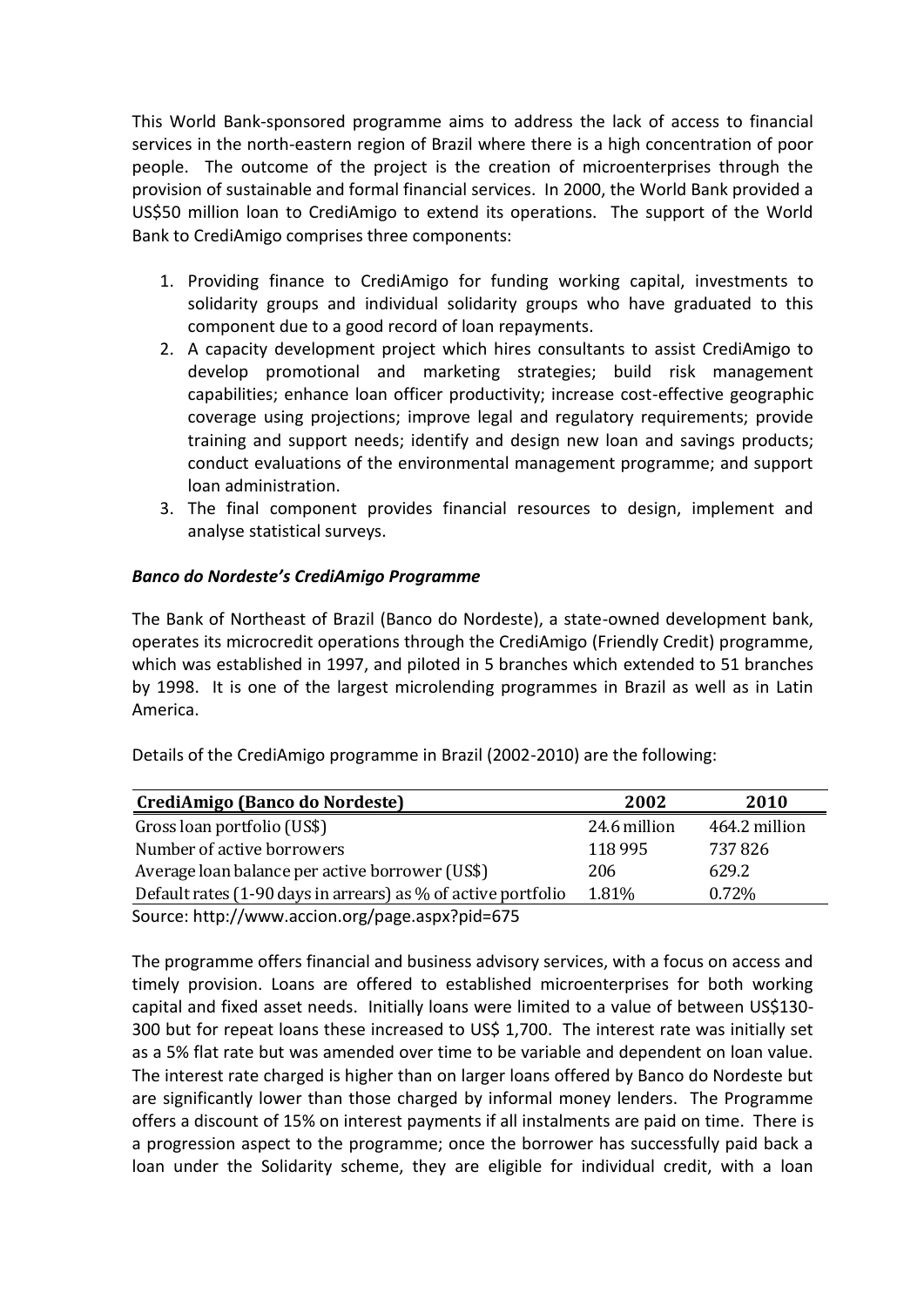This World Bank-sponsored programme aims to address the lack of access to financial services in the north-eastern region of Brazil where there is a high concentration of poor people. The outcome of the project is the creation of microenterprises through the provision of sustainable and formal financial services. In 2000, the World Bank provided a US$50 million loan to CrediAmigo to extend its operations. The support of the World Bank to CrediAmigo comprises three components:

1. Providing finance to CrediAmigo for funding working capital, investments to solidarity groups and individual solidarity groups who have graduated to this component due to a good record of loan repayments.
2. A capacity development project which hires consultants to assist CrediAmigo to develop promotional and marketing strategies; build risk management capabilities; enhance loan officer productivity; increase cost-effective geographic coverage using projections; improve legal and regulatory requirements; provide training and support needs; identify and design new loan and savings products; conduct evaluations of the environmental management programme; and support loan administration.
3. The final component provides financial resources to design, implement and analyse statistical surveys.

***Banco do Nordeste's CrediAmigo Programme***

The Bank of Northeast of Brazil (Banco do Nordeste), a state-owned development bank, operates its microcredit operations through the CrediAmigo (Friendly Credit) programme, which was established in 1997, and piloted in 5 branches which extended to 51 branches by 1998. It is one of the largest microlending programmes in Brazil as well as in Latin America.

Details of the CrediAmigo programme in Brazil (2002-2010) are the following:

| CrediAmigo (Banco do Nordeste) | 2002 | 2010 |
|---|---|---|
| Gross loan portfolio (US$) | 24.6 million | 464.2 million |
| Number of active borrowers | 118 995 | 737 826 |
| Average loan balance per active borrower (US$) | 206 | 629.2 |
| Default rates (1-90 days in arrears) as % of active portfolio | 1.81% | 0.72% |

Source: http://www.accion.org/page.aspx?pid=675

The programme offers financial and business advisory services, with a focus on access and timely provision. Loans are offered to established microenterprises for both working capital and fixed asset needs. Initially loans were limited to a value of between US$130-300 but for repeat loans these increased to US$ 1,700. The interest rate was initially set as a 5% flat rate but was amended over time to be variable and dependent on loan value. The interest rate charged is higher than on larger loans offered by Banco do Nordeste but are significantly lower than those charged by informal money lenders. The Programme offers a discount of 15% on interest payments if all instalments are paid on time. There is a progression aspect to the programme; once the borrower has successfully paid back a loan under the Solidarity scheme, they are eligible for individual credit, with a loan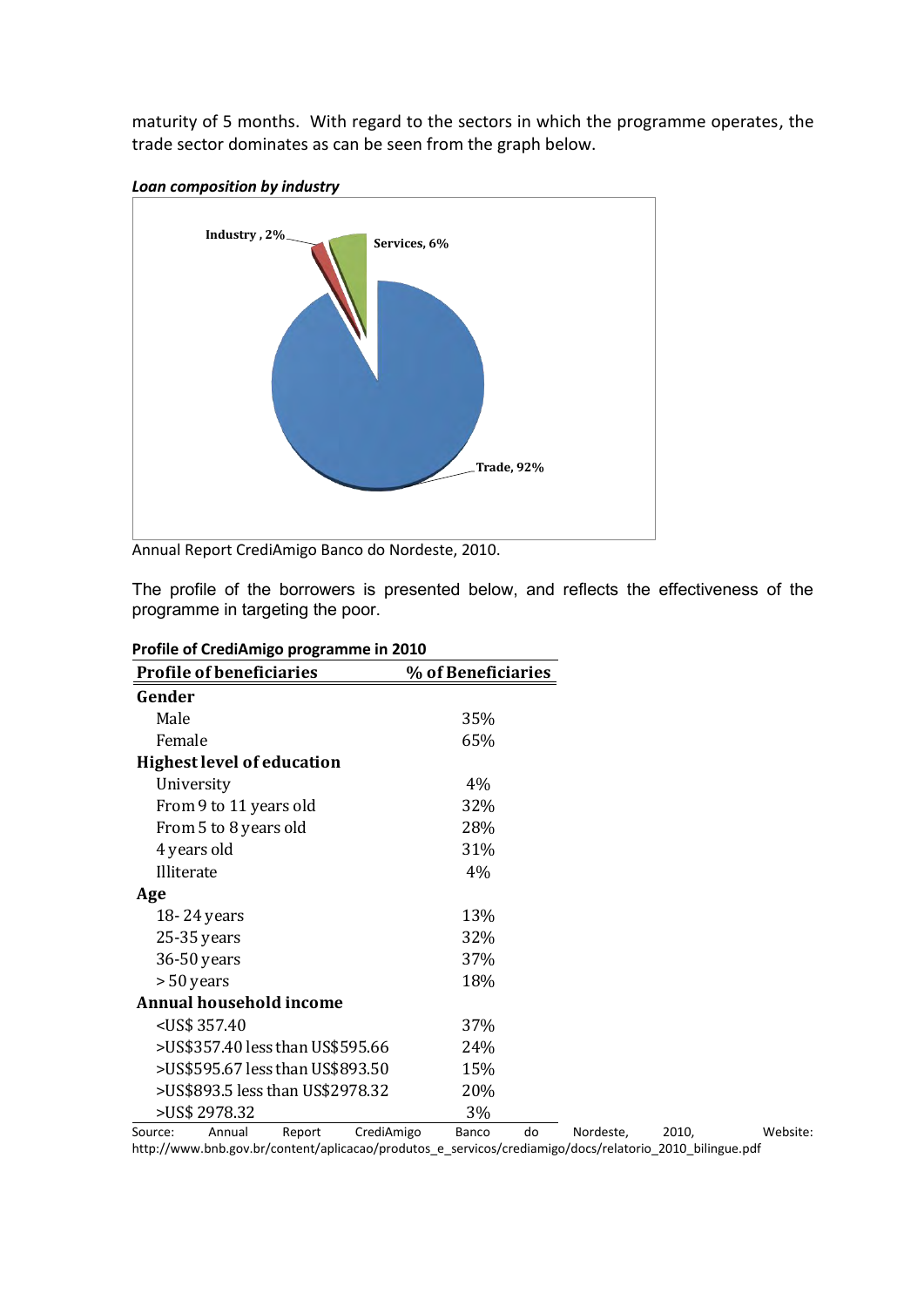maturity of 5 months. With regard to the sectors in which the programme operates, the trade sector dominates as can be seen from the graph below.

*Loan composition by industry*

Industry , 2%

Services, 6%

Trade, 92%

Annual Report CrediAmigo Banco do Nordeste, 2010.

The profile of the borrowers is presented below, and reflects the effectiveness of the programme in targeting the poor.

**Profile of CrediAmigo programme in 2010**

| Profile of beneficiaries | % of Beneficiaries |
|---|---|
| **Gender** | |
| Male | 35% |
| Female | 65% |
| **Highest level of education** | |
| University | 4% |
| From 9 to 11 years old | 32% |
| From 5 to 8 years old | 28% |
| 4 years old | 31% |
| Illiterate | 4% |
| **Age** | |
| 18- 24 years | 13% |
| 25-35 years | 32% |
| 36-50 years | 37% |
| > 50 years | 18% |
| **Annual household income** | |
| <US$ 357.40 | 37% |
| >US$357.40 less than US$595.66 | 24% |
| >US$595.67 less than US$893.50 | 15% |
| >US$893.5 less than US$2978.32 | 20% |
| >US$ 2978.32 | 3% |

Source: Annual Report CrediAmigo Banco do Nordeste, 2010, Website: http://www.bnb.gov.br/content/aplicacao/produtos_e_servicos/crediamigo/docs/relatorio_2010_bilingue.pdf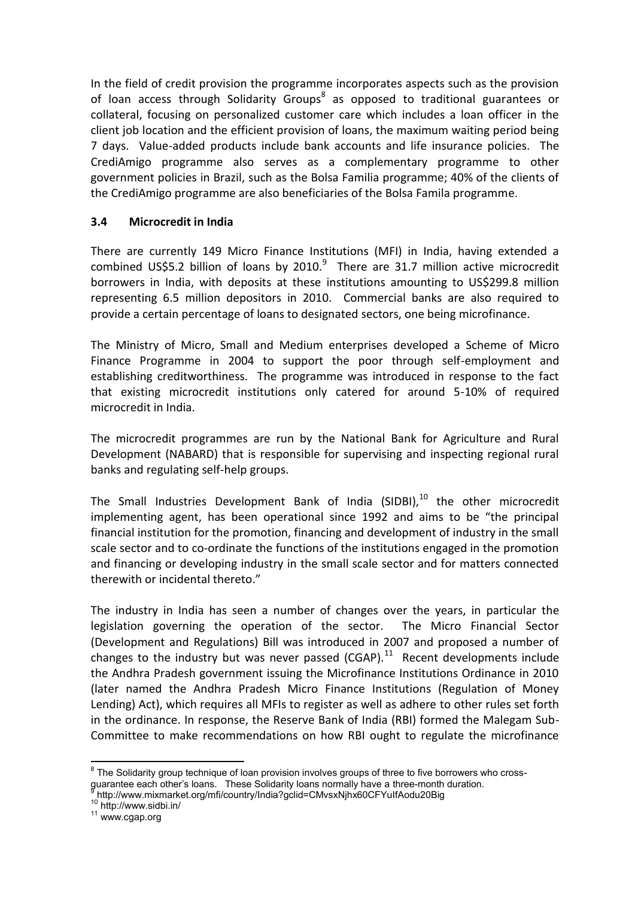In the field of credit provision the programme incorporates aspects such as the provision of loan access through Solidarity Groups[8] as opposed to traditional guarantees or collateral, focusing on personalized customer care which includes a loan officer in the client job location and the efficient provision of loans, the maximum waiting period being 7 days. Value-added products include bank accounts and life insurance policies. The CrediAmigo programme also serves as a complementary programme to other government policies in Brazil, such as the Bolsa Familia programme; 40% of the clients of the CrediAmigo programme are also beneficiaries of the Bolsa Famila programme.

### 3.4 Microcredit in India

There are currently 149 Micro Finance Institutions (MFI) in India, having extended a combined US$5.2 billion of loans by 2010.[9] There are 31.7 million active microcredit borrowers in India, with deposits at these institutions amounting to US$299.8 million representing 6.5 million depositors in 2010. Commercial banks are also required to provide a certain percentage of loans to designated sectors, one being microfinance.

The Ministry of Micro, Small and Medium enterprises developed a Scheme of Micro Finance Programme in 2004 to support the poor through self-employment and establishing creditworthiness. The programme was introduced in response to the fact that existing microcredit institutions only catered for around 5-10% of required microcredit in India.

The microcredit programmes are run by the National Bank for Agriculture and Rural Development (NABARD) that is responsible for supervising and inspecting regional rural banks and regulating self-help groups.

The Small Industries Development Bank of India (SIDBI),[10] the other microcredit implementing agent, has been operational since 1992 and aims to be "the principal financial institution for the promotion, financing and development of industry in the small scale sector and to co-ordinate the functions of the institutions engaged in the promotion and financing or developing industry in the small scale sector and for matters connected therewith or incidental thereto."

The industry in India has seen a number of changes over the years, in particular the legislation governing the operation of the sector. The Micro Financial Sector (Development and Regulations) Bill was introduced in 2007 and proposed a number of changes to the industry but was never passed (CGAP).[11] Recent developments include the Andhra Pradesh government issuing the Microfinance Institutions Ordinance in 2010 (later named the Andhra Pradesh Micro Finance Institutions (Regulation of Money Lending) Act), which requires all MFIs to register as well as adhere to other rules set forth in the ordinance. In response, the Reserve Bank of India (RBI) formed the Malegam Sub-Committee to make recommendations on how RBI ought to regulate the microfinance

---

[8] The Solidarity group technique of loan provision involves groups of three to five borrowers who cross-guarantee each other's loans. These Solidarity loans normally have a three-month duration.

[9] http://www.mixmarket.org/mfi/country/India?gclid=CMvsxNjhx60CFYuIfAodu20Big

[10] http://www.sidbi.in/

[11] www.cgap.org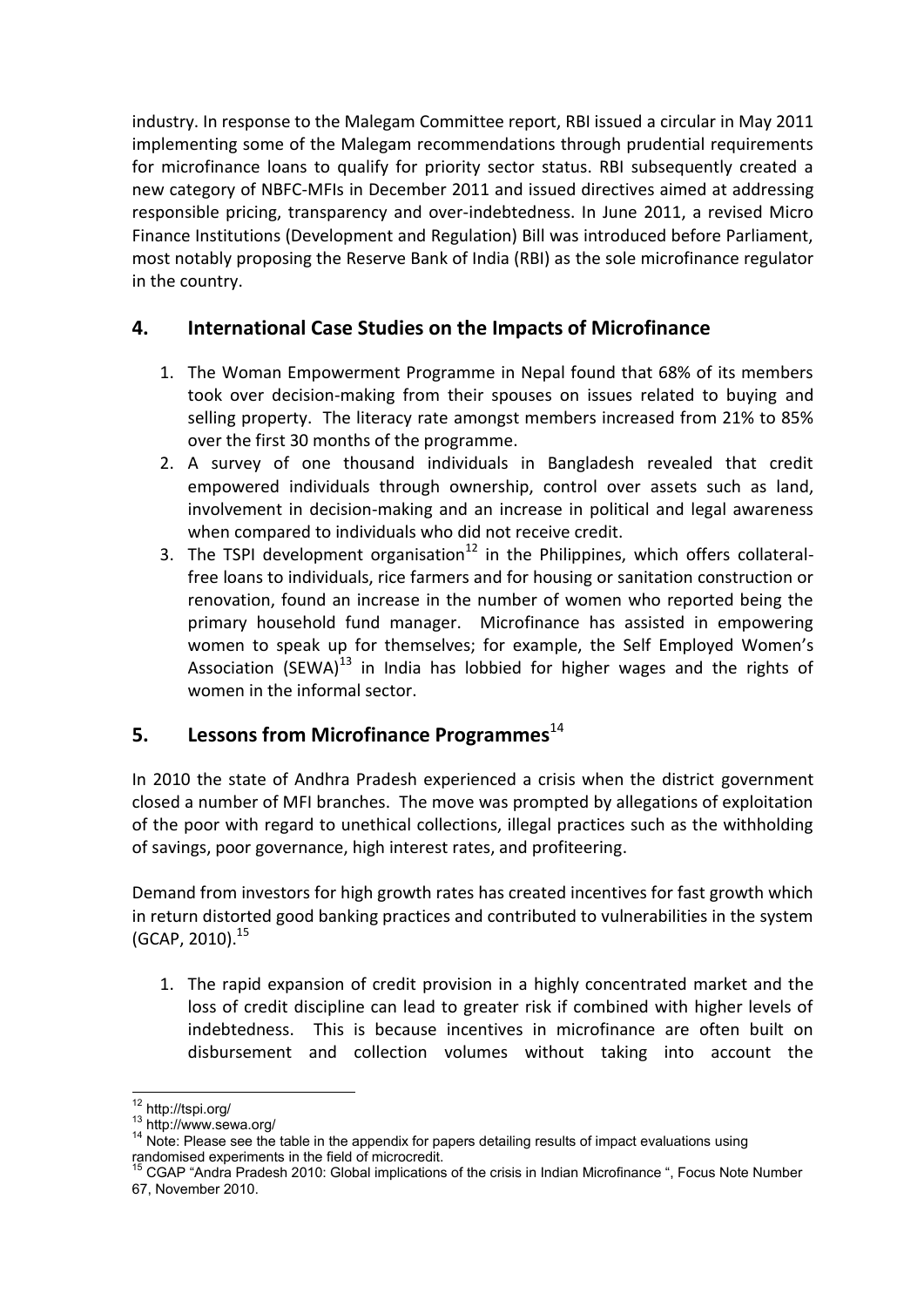industry. In response to the Malegam Committee report, RBI issued a circular in May 2011 implementing some of the Malegam recommendations through prudential requirements for microfinance loans to qualify for priority sector status. RBI subsequently created a new category of NBFC-MFIs in December 2011 and issued directives aimed at addressing responsible pricing, transparency and over-indebtedness. In June 2011, a revised Micro Finance Institutions (Development and Regulation) Bill was introduced before Parliament, most notably proposing the Reserve Bank of India (RBI) as the sole microfinance regulator in the country.

## 4. International Case Studies on the Impacts of Microfinance

1. The Woman Empowerment Programme in Nepal found that 68% of its members took over decision-making from their spouses on issues related to buying and selling property. The literacy rate amongst members increased from 21% to 85% over the first 30 months of the programme.
2. A survey of one thousand individuals in Bangladesh revealed that credit empowered individuals through ownership, control over assets such as land, involvement in decision-making and an increase in political and legal awareness when compared to individuals who did not receive credit.
3. The TSPI development organisation[12] in the Philippines, which offers collateral-free loans to individuals, rice farmers and for housing or sanitation construction or renovation, found an increase in the number of women who reported being the primary household fund manager. Microfinance has assisted in empowering women to speak up for themselves; for example, the Self Employed Women's Association (SEWA)[13] in India has lobbied for higher wages and the rights of women in the informal sector.

## 5. Lessons from Microfinance Programmes[14]

In 2010 the state of Andhra Pradesh experienced a crisis when the district government closed a number of MFI branches. The move was prompted by allegations of exploitation of the poor with regard to unethical collections, illegal practices such as the withholding of savings, poor governance, high interest rates, and profiteering.

Demand from investors for high growth rates has created incentives for fast growth which in return distorted good banking practices and contributed to vulnerabilities in the system (GCAP, 2010).[15]

1. The rapid expansion of credit provision in a highly concentrated market and the loss of credit discipline can lead to greater risk if combined with higher levels of indebtedness. This is because incentives in microfinance are often built on disbursement and collection volumes without taking into account the

---

[12] http://tspi.org/

[13] http://www.sewa.org/

[14] Note: Please see the table in the appendix for papers detailing results of impact evaluations using randomised experiments in the field of microcredit.

[15] CGAP "Andra Pradesh 2010: Global implications of the crisis in Indian Microfinance ", Focus Note Number 67, November 2010.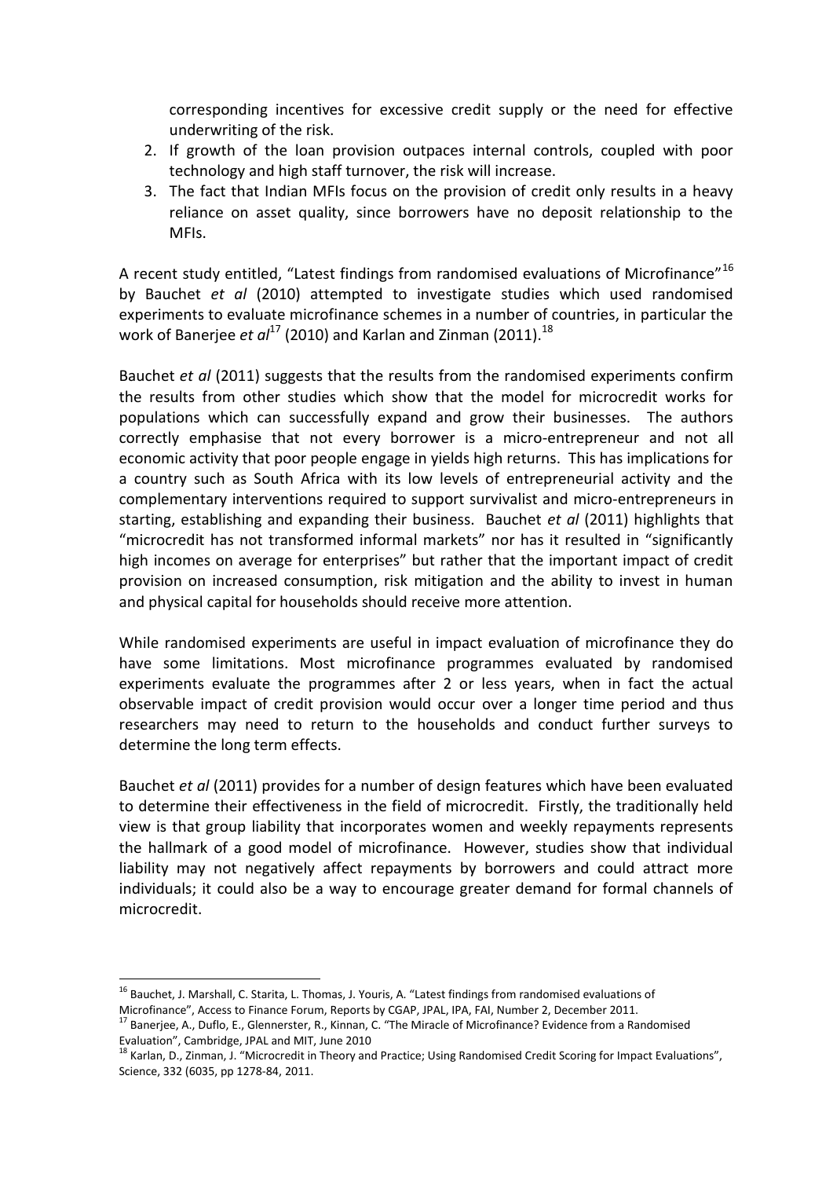corresponding incentives for excessive credit supply or the need for effective underwriting of the risk.

2. If growth of the loan provision outpaces internal controls, coupled with poor technology and high staff turnover, the risk will increase.
3. The fact that Indian MFIs focus on the provision of credit only results in a heavy reliance on asset quality, since borrowers have no deposit relationship to the MFIs.

A recent study entitled, "Latest findings from randomised evaluations of Microfinance"[16] by Bauchet *et al* (2010) attempted to investigate studies which used randomised experiments to evaluate microfinance schemes in a number of countries, in particular the work of Banerjee *et al*[17] (2010) and Karlan and Zinman (2011).[18]

Bauchet *et al* (2011) suggests that the results from the randomised experiments confirm the results from other studies which show that the model for microcredit works for populations which can successfully expand and grow their businesses. The authors correctly emphasise that not every borrower is a micro-entrepreneur and not all economic activity that poor people engage in yields high returns. This has implications for a country such as South Africa with its low levels of entrepreneurial activity and the complementary interventions required to support survivalist and micro-entrepreneurs in starting, establishing and expanding their business. Bauchet *et al* (2011) highlights that "microcredit has not transformed informal markets" nor has it resulted in "significantly high incomes on average for enterprises" but rather that the important impact of credit provision on increased consumption, risk mitigation and the ability to invest in human and physical capital for households should receive more attention.

While randomised experiments are useful in impact evaluation of microfinance they do have some limitations. Most microfinance programmes evaluated by randomised experiments evaluate the programmes after 2 or less years, when in fact the actual observable impact of credit provision would occur over a longer time period and thus researchers may need to return to the households and conduct further surveys to determine the long term effects.

Bauchet *et al* (2011) provides for a number of design features which have been evaluated to determine their effectiveness in the field of microcredit. Firstly, the traditionally held view is that group liability that incorporates women and weekly repayments represents the hallmark of a good model of microfinance. However, studies show that individual liability may not negatively affect repayments by borrowers and could attract more individuals; it could also be a way to encourage greater demand for formal channels of microcredit.

---

[16] Bauchet, J. Marshall, C. Starita, L. Thomas, J. Youris, A. "Latest findings from randomised evaluations of Microfinance", Access to Finance Forum, Reports by CGAP, JPAL, IPA, FAI, Number 2, December 2011.

[17] Banerjee, A., Duflo, E., Glennerster, R., Kinnan, C. "The Miracle of Microfinance? Evidence from a Randomised Evaluation", Cambridge, JPAL and MIT, June 2010

[18] Karlan, D., Zinman, J. "Microcredit in Theory and Practice; Using Randomised Credit Scoring for Impact Evaluations", Science, 332 (6035, pp 1278-84, 2011.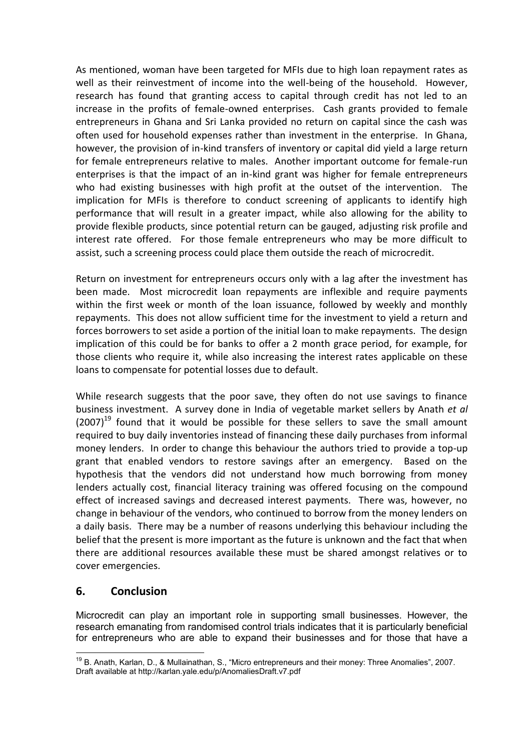As mentioned, woman have been targeted for MFIs due to high loan repayment rates as well as their reinvestment of income into the well-being of the household. However, research has found that granting access to capital through credit has not led to an increase in the profits of female-owned enterprises. Cash grants provided to female entrepreneurs in Ghana and Sri Lanka provided no return on capital since the cash was often used for household expenses rather than investment in the enterprise. In Ghana, however, the provision of in-kind transfers of inventory or capital did yield a large return for female entrepreneurs relative to males. Another important outcome for female-run enterprises is that the impact of an in-kind grant was higher for female entrepreneurs who had existing businesses with high profit at the outset of the intervention. The implication for MFIs is therefore to conduct screening of applicants to identify high performance that will result in a greater impact, while also allowing for the ability to provide flexible products, since potential return can be gauged, adjusting risk profile and interest rate offered. For those female entrepreneurs who may be more difficult to assist, such a screening process could place them outside the reach of microcredit.

Return on investment for entrepreneurs occurs only with a lag after the investment has been made. Most microcredit loan repayments are inflexible and require payments within the first week or month of the loan issuance, followed by weekly and monthly repayments. This does not allow sufficient time for the investment to yield a return and forces borrowers to set aside a portion of the initial loan to make repayments. The design implication of this could be for banks to offer a 2 month grace period, for example, for those clients who require it, while also increasing the interest rates applicable on these loans to compensate for potential losses due to default.

While research suggests that the poor save, they often do not use savings to finance business investment. A survey done in India of vegetable market sellers by Anath *et al* (2007)[19] found that it would be possible for these sellers to save the small amount required to buy daily inventories instead of financing these daily purchases from informal money lenders. In order to change this behaviour the authors tried to provide a top-up grant that enabled vendors to restore savings after an emergency. Based on the hypothesis that the vendors did not understand how much borrowing from money lenders actually cost, financial literacy training was offered focusing on the compound effect of increased savings and decreased interest payments. There was, however, no change in behaviour of the vendors, who continued to borrow from the money lenders on a daily basis. There may be a number of reasons underlying this behaviour including the belief that the present is more important as the future is unknown and the fact that when there are additional resources available these must be shared amongst relatives or to cover emergencies.

## 6. Conclusion

Microcredit can play an important role in supporting small businesses. However, the research emanating from randomised control trials indicates that it is particularly beneficial for entrepreneurs who are able to expand their businesses and for those that have a

[19] B. Anath, Karlan, D., & Mullainathan, S., "Micro entrepreneurs and their money: Three Anomalies", 2007. Draft available at http://karlan.yale.edu/p/AnomaliesDraft.v7.pdf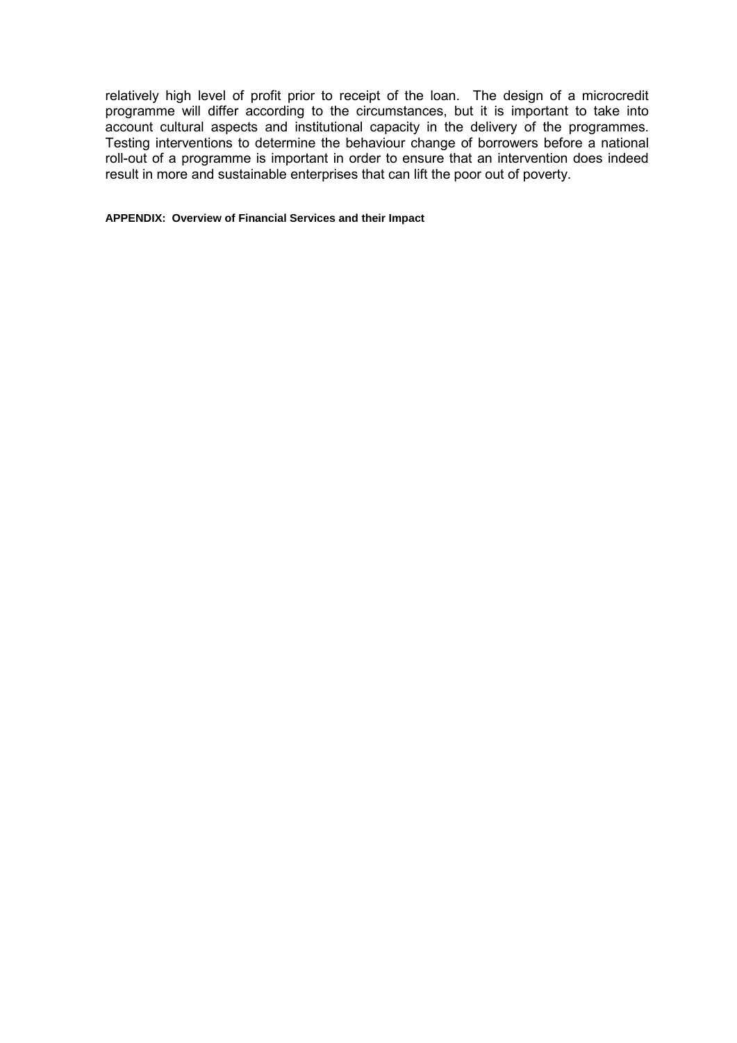relatively high level of profit prior to receipt of the loan. The design of a microcredit programme will differ according to the circumstances, but it is important to take into account cultural aspects and institutional capacity in the delivery of the programmes. Testing interventions to determine the behaviour change of borrowers before a national roll-out of a programme is important in order to ensure that an intervention does indeed result in more and sustainable enterprises that can lift the poor out of poverty.

**APPENDIX: Overview of Financial Services and their Impact**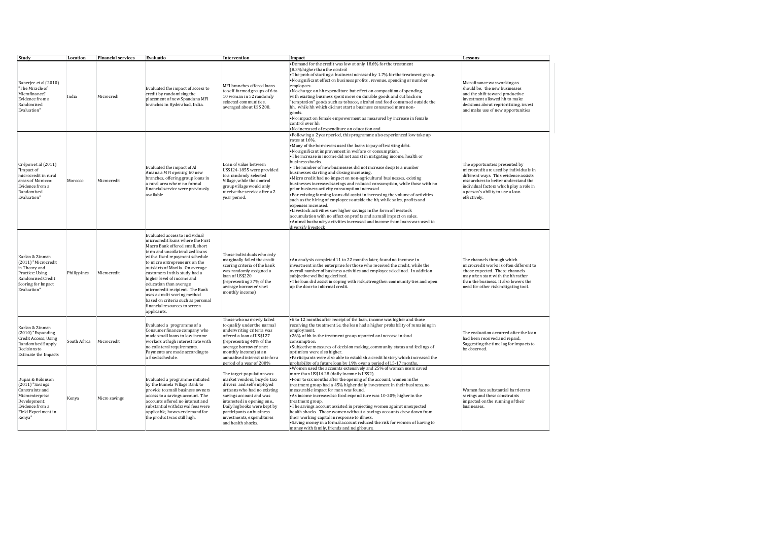| Study | Location | Financial services | Evaluatio | Intervention | Impact | Lessons |
|---|---|---|---|---|---|---|
| Banerjee et al (2010) "The Miracle of Microfinance? Evidence from a Randomised Evaluation" | India | Microcredi | Evaluated the impact of access to credit by randomising the placement of new Spandana MFI branches in Hyderabad, India. | MFI branches offered loans to self-formed groups of 6 to 10 woman in 52 randomly selected communities. averaged about US$ 200. | •Demand for the credit was low at only 18.6% for the treatment (8.3% higher than the control •The prob of starting a business increased by 1.7% for the treatment group. •No significant effect on business profits , revenue, spending or number employees. •No change on hh expenditure but effect on composition of spending, with existing business spent more on durable goods and cut back on "temptation" goods such as tobacco, alcohol and food consumed outside the hh, while hh which did not start a business consumed more non-goods. •No impact on female empowerment as measured by increase in female control over hh •No increased of expenditure on education and | Microfinance was working as should be; the new businesses and the shift toward productive investment allowed hh to make decisions about reprioritising, invest and make use of new opportunities |
| Crépon et al (2011) "Impact of microcredit in rural areas of Morocco: Evidence from a Randomised Evaluation" | Morocco | Microcredit | Evaluated the impact of Al Amana a MFI opening 60 new branches, offering group loans in a rural area where no formal financial service were previously available | Loan of value between US$124-1855 were provided to a randomly selected Village, while the control group village would only receive the service after a 2 year period. | •Following a 2 year period, this programme also experienced low take up rates at 16%. •Many of the borrowers used the loans to pay off existing debt. •No significant improvement in welfare or consumption. •The increase in income did not assist in mitigating income, health or business shocks. • The number of new businesses did not increase despite a number businesses starting and closing increasing. •Micro credit had no impact on non-agricultural businesses, existing businesses increased savings and reduced consumption, while those with no prior business activity consumption increased •For existing farming loans did assist in increasing the volume of activities such as the hiring of employees outside the hh, while sales, profits and expenses increased. •Livestock activities saw higher savings in the form of livestock accumulation with no effect on profits and a small impact on sales. •Animal husbandry activities increased and income from loans was used to diversify livestock | The opportunities presented by microcredit are used by individuals in different ways. This evidence assists researchers to better understand the individual factors which play a role in a person's ability to use a loan effectively. |
| Karlan & Zinman (2011) "Microcredit in Theory and Practice: Using Randomised Credit Scoring for Impact Evaluation" | Philippines | Microcredit | Evaluated access to individual microcredit loans where the First Macro Bank offered small, short term and uncollateralized loans with a fixed repayment schedule to micro entrepreneurs on the outskirts of Manila. On average customers in this study had a higher level of income and education than average microcredit recipient. The Bank uses a credit scoring method based on criteria such as personal financial resources to screen applicants. | Those individuals who only marginally failed the credit scoring criteria of the bank was randomly assigned a loan of US$220 (representing 37% of the average borrower's net monthly income) | •An analysis completed 11 to 22 months later, found no increase in investment in the enterprise for those who received the credit, while the overall number of business activities and employees declined. In addition subjective wellbeing declined. •The loan did assist in coping with risk, strengthen community ties and open up the door to informal credit. | The channels through which microcredit works is often different to those expected. These channels may often start with the hh rather than the business. It also lowers the need for other risk mitigating tool. |
| Karlan & Zinman (2010) "Expanding Credit Access; Using Randomised Supply Decisions to Estimate the Impacts | South Africa | Microcredit | Evaluated a programme of a Consumer finance company who made small loans to low income workers at high interest rate with no collateral requirements. Payments are made according to a fixed schedule. | Those who narrowly failed to qualify under the normal underwriting criteria was offered a loan of US$127 (representing 40% of the average borrower's net monthly income) at an annualised interest rate for a period of a year of 200% | •6 to 12 months after receipt of the loan, income was higher and those receiving the treatment i.e. the loan had a higher probability of remaining in employment. •26% of hh in the treatment group reported an increase in food consumption. •Subjective measures of decision making, community status and feelings of optimism were also higher. •Participants were also able to establish a credit history which increased the probability of a future loan by 19% over a period of 15-17 months. | The evaluation occurred after the loan had been received and repaid, Suggesting the time lag for impacts to be observed. |
| Dupas & Robinson (2011) "Savings Constraints and Microenterprise Development: Evidence from a Field Experiment in Kenya" | Kenya | Micro savings | Evaluated a programme initiated by the Bumela Village Bank to provide to small business owners access to a savings account. The accounts offered no interest and substantial withdrawal fees were applicable, however demand for the product was still high. | The target population was market vendors, bicycle taxi drivers and self employed artisans who had no existing savings account and was interested in opening one,. Daily logbooks were kept by participants on business investments, expenditures and health shocks. | •Women used the accounts extensively and 25% of woman users saved more than US$14.28 (daily income is US$2). •Four to six months after the opening of the account, women in the treatment group had a 45% higher daily investment in their business, no measurable impact for men was found. •As income increased so food expenditure was 10-20% higher in the treatment group. •The savings account assisted in projecting women against unexpected health shocks. Those women without a savings accounts drew down from their working capital in response to illness. •Saving money in a formal account reduced the risk for women of having to money with family, friends and neighbours. | Women face substantial barriers to savings and these constraints impacted on the running of their businesses. |